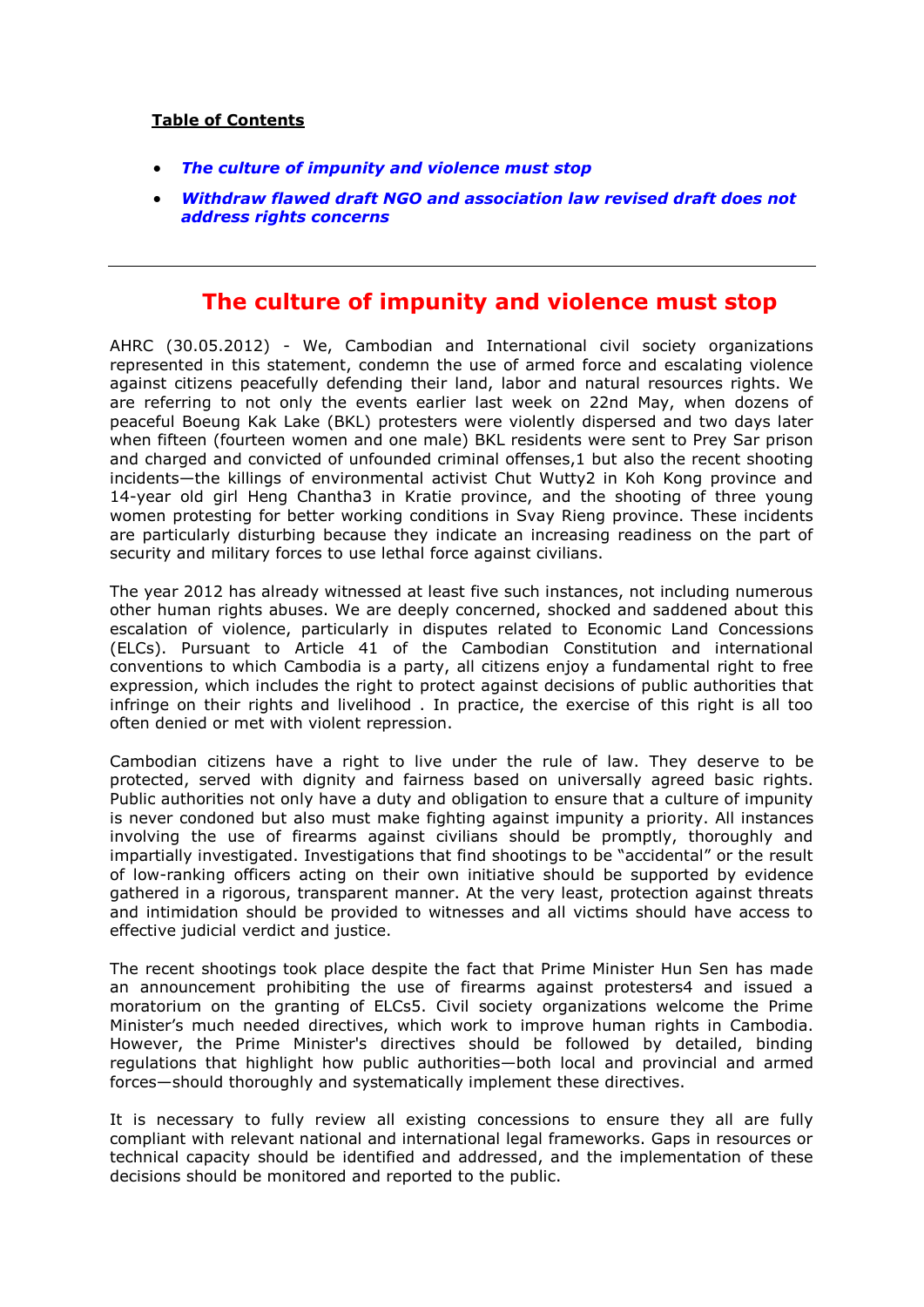**Table of Contents**

- ***The culture of impunity and violence must stop***
- ***Withdraw flawed draft NGO and association law revised draft does not address rights concerns***

---

# The culture of impunity and violence must stop

AHRC (30.05.2012) - We, Cambodian and International civil society organizations represented in this statement, condemn the use of armed force and escalating violence against citizens peacefully defending their land, labor and natural resources rights. We are referring to not only the events earlier last week on 22nd May, when dozens of peaceful Boeung Kak Lake (BKL) protesters were violently dispersed and two days later when fifteen (fourteen women and one male) BKL residents were sent to Prey Sar prison and charged and convicted of unfounded criminal offenses,[1] but also the recent shooting incidents—the killings of environmental activist Chut Wutty[2] in Koh Kong province and 14-year old girl Heng Chantha[3] in Kratie province, and the shooting of three young women protesting for better working conditions in Svay Rieng province. These incidents are particularly disturbing because they indicate an increasing readiness on the part of security and military forces to use lethal force against civilians.

The year 2012 has already witnessed at least five such instances, not including numerous other human rights abuses. We are deeply concerned, shocked and saddened about this escalation of violence, particularly in disputes related to Economic Land Concessions (ELCs). Pursuant to Article 41 of the Cambodian Constitution and international conventions to which Cambodia is a party, all citizens enjoy a fundamental right to free expression, which includes the right to protect against decisions of public authorities that infringe on their rights and livelihood . In practice, the exercise of this right is all too often denied or met with violent repression.

Cambodian citizens have a right to live under the rule of law. They deserve to be protected, served with dignity and fairness based on universally agreed basic rights. Public authorities not only have a duty and obligation to ensure that a culture of impunity is never condoned but also must make fighting against impunity a priority. All instances involving the use of firearms against civilians should be promptly, thoroughly and impartially investigated. Investigations that find shootings to be "accidental" or the result of low-ranking officers acting on their own initiative should be supported by evidence gathered in a rigorous, transparent manner. At the very least, protection against threats and intimidation should be provided to witnesses and all victims should have access to effective judicial verdict and justice.

The recent shootings took place despite the fact that Prime Minister Hun Sen has made an announcement prohibiting the use of firearms against protesters[4] and issued a moratorium on the granting of ELCs[5]. Civil society organizations welcome the Prime Minister's much needed directives, which work to improve human rights in Cambodia. However, the Prime Minister's directives should be followed by detailed, binding regulations that highlight how public authorities—both local and provincial and armed forces—should thoroughly and systematically implement these directives.

It is necessary to fully review all existing concessions to ensure they all are fully compliant with relevant national and international legal frameworks. Gaps in resources or technical capacity should be identified and addressed, and the implementation of these decisions should be monitored and reported to the public.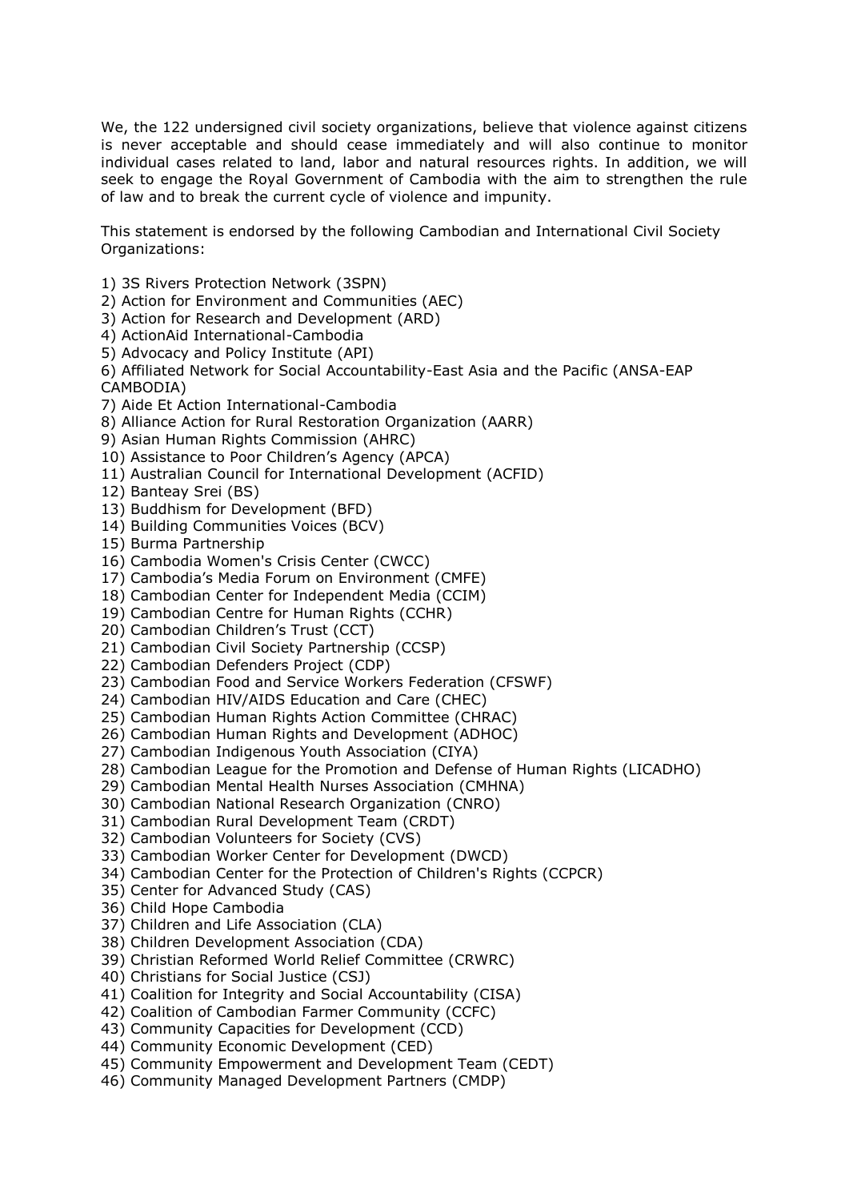We, the 122 undersigned civil society organizations, believe that violence against citizens is never acceptable and should cease immediately and will also continue to monitor individual cases related to land, labor and natural resources rights. In addition, we will seek to engage the Royal Government of Cambodia with the aim to strengthen the rule of law and to break the current cycle of violence and impunity.

This statement is endorsed by the following Cambodian and International Civil Society Organizations:

1) 3S Rivers Protection Network (3SPN)
2) Action for Environment and Communities (AEC)
3) Action for Research and Development (ARD)
4) ActionAid International-Cambodia
5) Advocacy and Policy Institute (API)
6) Affiliated Network for Social Accountability-East Asia and the Pacific (ANSA-EAP CAMBODIA)
7) Aide Et Action International-Cambodia
8) Alliance Action for Rural Restoration Organization (AARR)
9) Asian Human Rights Commission (AHRC)
10) Assistance to Poor Children's Agency (APCA)
11) Australian Council for International Development (ACFID)
12) Banteay Srei (BS)
13) Buddhism for Development (BFD)
14) Building Communities Voices (BCV)
15) Burma Partnership
16) Cambodia Women's Crisis Center (CWCC)
17) Cambodia's Media Forum on Environment (CMFE)
18) Cambodian Center for Independent Media (CCIM)
19) Cambodian Centre for Human Rights (CCHR)
20) Cambodian Children's Trust (CCT)
21) Cambodian Civil Society Partnership (CCSP)
22) Cambodian Defenders Project (CDP)
23) Cambodian Food and Service Workers Federation (CFSWF)
24) Cambodian HIV/AIDS Education and Care (CHEC)
25) Cambodian Human Rights Action Committee (CHRAC)
26) Cambodian Human Rights and Development (ADHOC)
27) Cambodian Indigenous Youth Association (CIYA)
28) Cambodian League for the Promotion and Defense of Human Rights (LICADHO)
29) Cambodian Mental Health Nurses Association (CMHNA)
30) Cambodian National Research Organization (CNRO)
31) Cambodian Rural Development Team (CRDT)
32) Cambodian Volunteers for Society (CVS)
33) Cambodian Worker Center for Development (DWCD)
34) Cambodian Center for the Protection of Children's Rights (CCPCR)
35) Center for Advanced Study (CAS)
36) Child Hope Cambodia
37) Children and Life Association (CLA)
38) Children Development Association (CDA)
39) Christian Reformed World Relief Committee (CRWRC)
40) Christians for Social Justice (CSJ)
41) Coalition for Integrity and Social Accountability (CISA)
42) Coalition of Cambodian Farmer Community (CCFC)
43) Community Capacities for Development (CCD)
44) Community Economic Development (CED)
45) Community Empowerment and Development Team (CEDT)
46) Community Managed Development Partners (CMDP)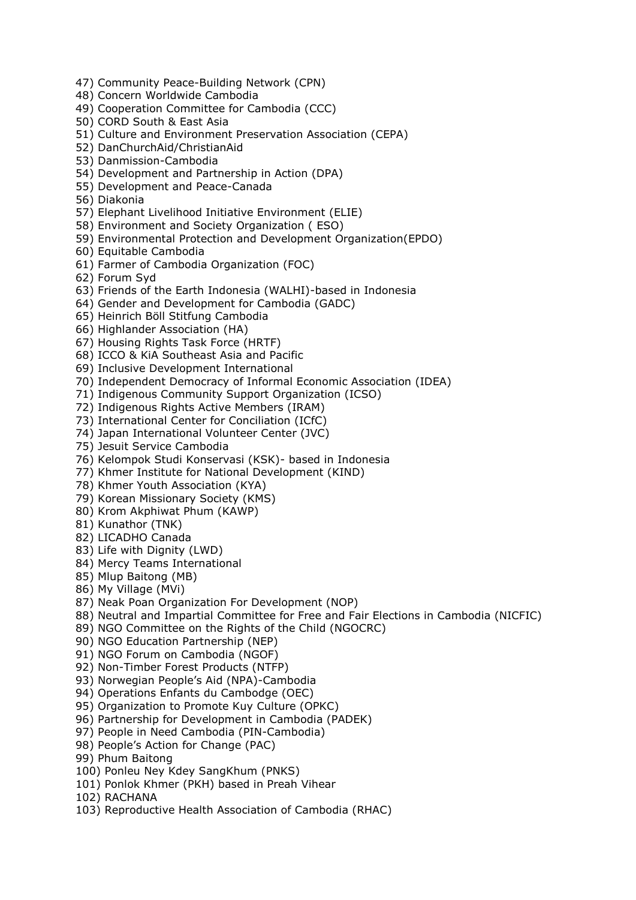47) Community Peace-Building Network (CPN)
48) Concern Worldwide Cambodia
49) Cooperation Committee for Cambodia (CCC)
50) CORD South & East Asia
51) Culture and Environment Preservation Association (CEPA)
52) DanChurchAid/ChristianAid
53) Danmission-Cambodia
54) Development and Partnership in Action (DPA)
55) Development and Peace-Canada
56) Diakonia
57) Elephant Livelihood Initiative Environment (ELIE)
58) Environment and Society Organization ( ESO)
59) Environmental Protection and Development Organization(EPDO)
60) Equitable Cambodia
61) Farmer of Cambodia Organization (FOC)
62) Forum Syd
63) Friends of the Earth Indonesia (WALHI)-based in Indonesia
64) Gender and Development for Cambodia (GADC)
65) Heinrich Böll Stitfung Cambodia
66) Highlander Association (HA)
67) Housing Rights Task Force (HRTF)
68) ICCO & KiA Southeast Asia and Pacific
69) Inclusive Development International
70) Independent Democracy of Informal Economic Association (IDEA)
71) Indigenous Community Support Organization (ICSO)
72) Indigenous Rights Active Members (IRAM)
73) International Center for Conciliation (ICfC)
74) Japan International Volunteer Center (JVC)
75) Jesuit Service Cambodia
76) Kelompok Studi Konservasi (KSK)- based in Indonesia
77) Khmer Institute for National Development (KIND)
78) Khmer Youth Association (KYA)
79) Korean Missionary Society (KMS)
80) Krom Akphiwat Phum (KAWP)
81) Kunathor (TNK)
82) LICADHO Canada
83) Life with Dignity (LWD)
84) Mercy Teams International
85) Mlup Baitong (MB)
86) My Village (MVi)
87) Neak Poan Organization For Development (NOP)
88) Neutral and Impartial Committee for Free and Fair Elections in Cambodia (NICFIC)
89) NGO Committee on the Rights of the Child (NGOCRC)
90) NGO Education Partnership (NEP)
91) NGO Forum on Cambodia (NGOF)
92) Non-Timber Forest Products (NTFP)
93) Norwegian People's Aid (NPA)-Cambodia
94) Operations Enfants du Cambodge (OEC)
95) Organization to Promote Kuy Culture (OPKC)
96) Partnership for Development in Cambodia (PADEK)
97) People in Need Cambodia (PIN-Cambodia)
98) People's Action for Change (PAC)
99) Phum Baitong
100) Ponleu Ney Kdey SangKhum (PNKS)
101) Ponlok Khmer (PKH) based in Preah Vihear
102) RACHANA
103) Reproductive Health Association of Cambodia (RHAC)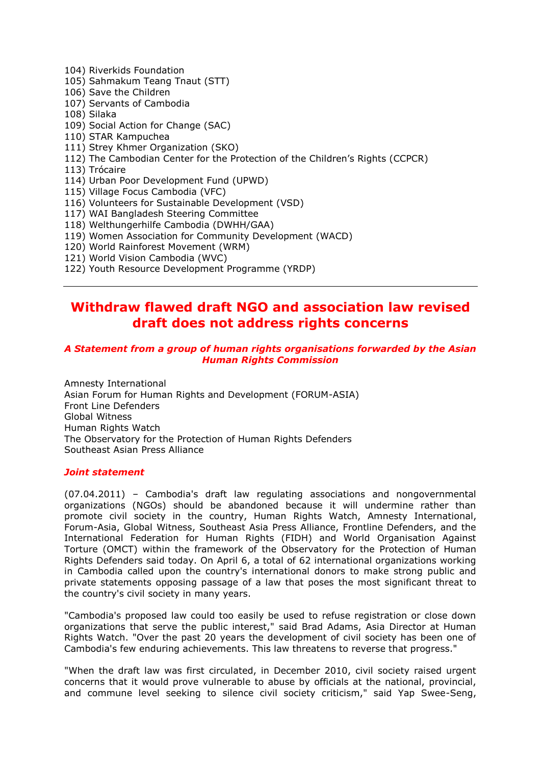104) Riverkids Foundation
105) Sahmakum Teang Tnaut (STT)
106) Save the Children
107) Servants of Cambodia
108) Silaka
109) Social Action for Change (SAC)
110) STAR Kampuchea
111) Strey Khmer Organization (SKO)
112) The Cambodian Center for the Protection of the Children's Rights (CCPCR)
113) Trócaire
114) Urban Poor Development Fund (UPWD)
115) Village Focus Cambodia (VFC)
116) Volunteers for Sustainable Development (VSD)
117) WAI Bangladesh Steering Committee
118) Welthungerhilfe Cambodia (DWHH/GAA)
119) Women Association for Community Development (WACD)
120) World Rainforest Movement (WRM)
121) World Vision Cambodia (WVC)
122) Youth Resource Development Programme (YRDP)

---

# Withdraw flawed draft NGO and association law revised draft does not address rights concerns

***A Statement from a group of human rights organisations forwarded by the Asian Human Rights Commission***

Amnesty International
Asian Forum for Human Rights and Development (FORUM-ASIA)
Front Line Defenders
Global Witness
Human Rights Watch
The Observatory for the Protection of Human Rights Defenders
Southeast Asian Press Alliance

***Joint statement***

(07.04.2011) – Cambodia's draft law regulating associations and nongovernmental organizations (NGOs) should be abandoned because it will undermine rather than promote civil society in the country, Human Rights Watch, Amnesty International, Forum-Asia, Global Witness, Southeast Asia Press Alliance, Frontline Defenders, and the International Federation for Human Rights (FIDH) and World Organisation Against Torture (OMCT) within the framework of the Observatory for the Protection of Human Rights Defenders said today. On April 6, a total of 62 international organizations working in Cambodia called upon the country's international donors to make strong public and private statements opposing passage of a law that poses the most significant threat to the country's civil society in many years.

"Cambodia's proposed law could too easily be used to refuse registration or close down organizations that serve the public interest," said Brad Adams, Asia Director at Human Rights Watch. "Over the past 20 years the development of civil society has been one of Cambodia's few enduring achievements. This law threatens to reverse that progress."

"When the draft law was first circulated, in December 2010, civil society raised urgent concerns that it would prove vulnerable to abuse by officials at the national, provincial, and commune level seeking to silence civil society criticism," said Yap Swee-Seng,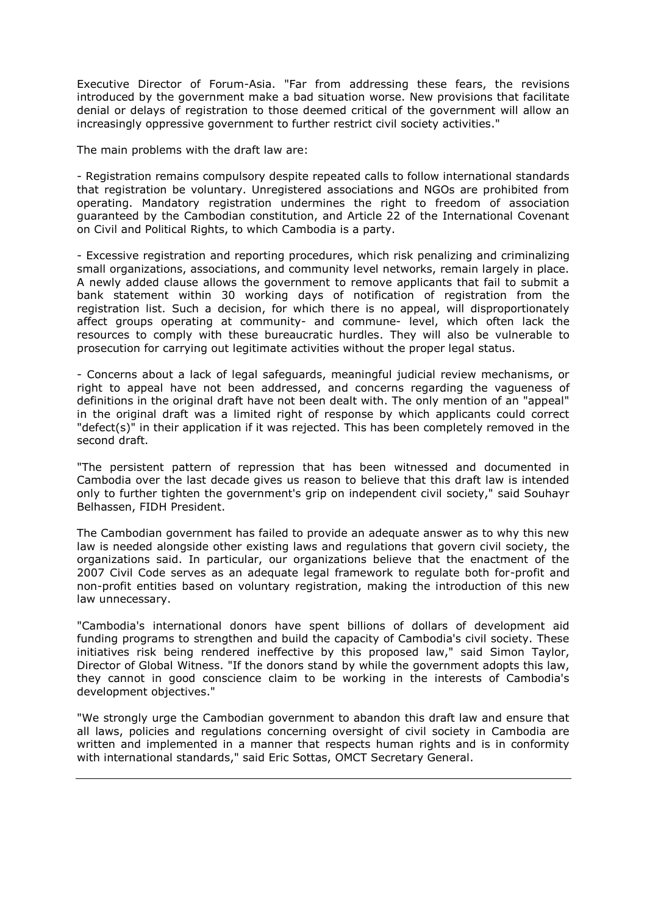Executive Director of Forum-Asia. "Far from addressing these fears, the revisions introduced by the government make a bad situation worse. New provisions that facilitate denial or delays of registration to those deemed critical of the government will allow an increasingly oppressive government to further restrict civil society activities."

The main problems with the draft law are:

- Registration remains compulsory despite repeated calls to follow international standards that registration be voluntary. Unregistered associations and NGOs are prohibited from operating. Mandatory registration undermines the right to freedom of association guaranteed by the Cambodian constitution, and Article 22 of the International Covenant on Civil and Political Rights, to which Cambodia is a party.

- Excessive registration and reporting procedures, which risk penalizing and criminalizing small organizations, associations, and community level networks, remain largely in place. A newly added clause allows the government to remove applicants that fail to submit a bank statement within 30 working days of notification of registration from the registration list. Such a decision, for which there is no appeal, will disproportionately affect groups operating at community- and commune- level, which often lack the resources to comply with these bureaucratic hurdles. They will also be vulnerable to prosecution for carrying out legitimate activities without the proper legal status.

- Concerns about a lack of legal safeguards, meaningful judicial review mechanisms, or right to appeal have not been addressed, and concerns regarding the vagueness of definitions in the original draft have not been dealt with. The only mention of an "appeal" in the original draft was a limited right of response by which applicants could correct "defect(s)" in their application if it was rejected. This has been completely removed in the second draft.

"The persistent pattern of repression that has been witnessed and documented in Cambodia over the last decade gives us reason to believe that this draft law is intended only to further tighten the government's grip on independent civil society," said Souhayr Belhassen, FIDH President.

The Cambodian government has failed to provide an adequate answer as to why this new law is needed alongside other existing laws and regulations that govern civil society, the organizations said. In particular, our organizations believe that the enactment of the 2007 Civil Code serves as an adequate legal framework to regulate both for-profit and non-profit entities based on voluntary registration, making the introduction of this new law unnecessary.

"Cambodia's international donors have spent billions of dollars of development aid funding programs to strengthen and build the capacity of Cambodia's civil society. These initiatives risk being rendered ineffective by this proposed law," said Simon Taylor, Director of Global Witness. "If the donors stand by while the government adopts this law, they cannot in good conscience claim to be working in the interests of Cambodia's development objectives."

"We strongly urge the Cambodian government to abandon this draft law and ensure that all laws, policies and regulations concerning oversight of civil society in Cambodia are written and implemented in a manner that respects human rights and is in conformity with international standards," said Eric Sottas, OMCT Secretary General.

---